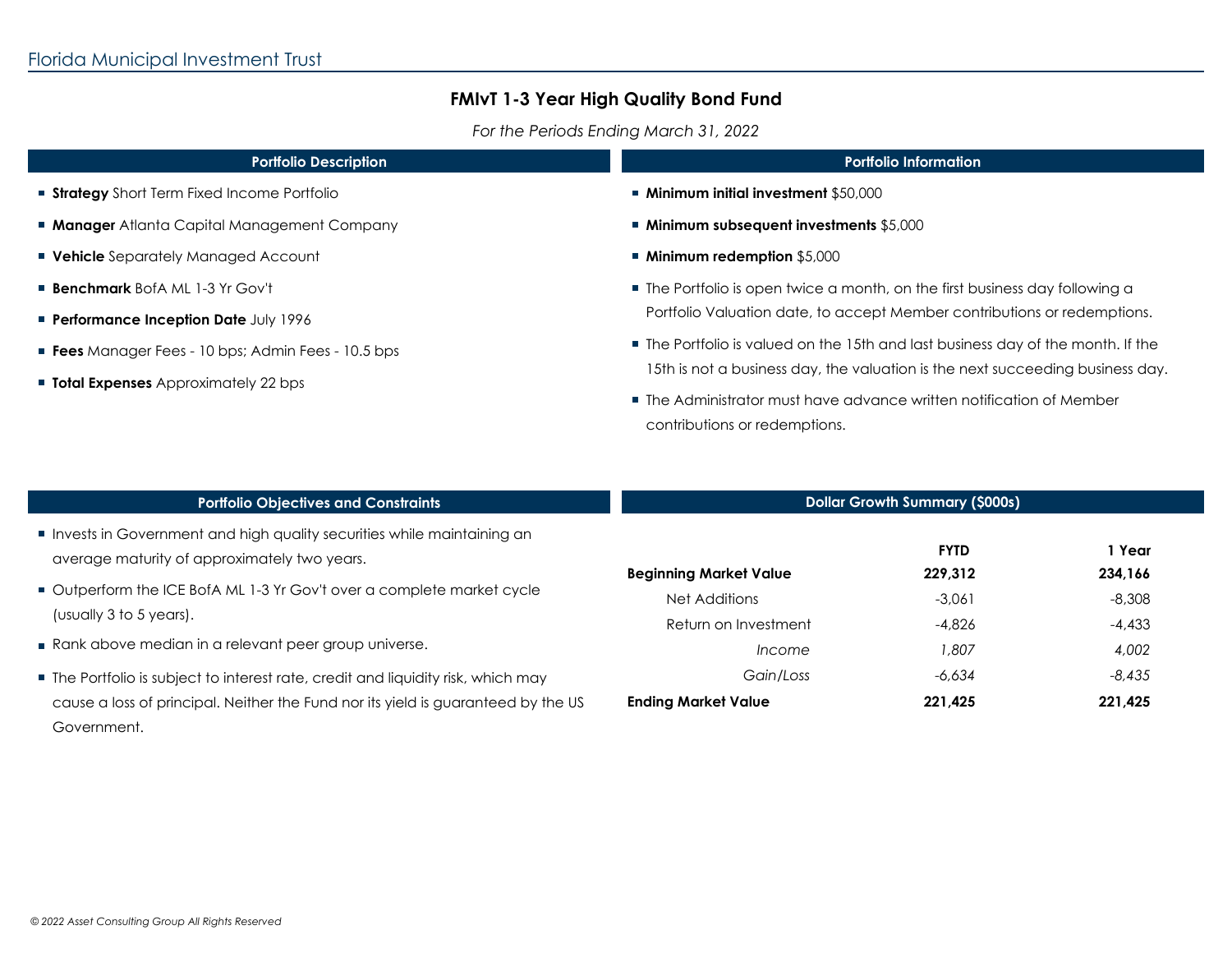Florida Municipal Investment Trust

# FMIvT 1-3 Year High Quality Bond Fund

*For the Periods Ending March 31, 2022*

## Portfolio Description

- **Strategy** Short Term Fixed Income Portfolio
- **Manager** Atlanta Capital Management Company
- **Vehicle** Separately Managed Account
- **Benchmark** BofA ML 1-3 Yr Gov't
- **Performance Inception Date** July 1996
- **Fees** Manager Fees - 10 bps; Admin Fees - 10.5 bps
- **Total Expenses** Approximately 22 bps

## Portfolio Information

- **Minimum initial investment** $50,000
- **Minimum subsequent investments** $5,000
- **Minimum redemption** $5,000
- The Portfolio is open twice a month, on the first business day following a Portfolio Valuation date, to accept Member contributions or redemptions.
- The Portfolio is valued on the 15th and last business day of the month. If the 15th is not a business day, the valuation is the next succeeding business day.
- The Administrator must have advance written notification of Member contributions or redemptions.

## Portfolio Objectives and Constraints

- Invests in Government and high quality securities while maintaining an average maturity of approximately two years.
- Outperform the ICE BofA ML 1-3 Yr Gov't over a complete market cycle (usually 3 to 5 years).
- Rank above median in a relevant peer group universe.
- The Portfolio is subject to interest rate, credit and liquidity risk, which may cause a loss of principal. Neither the Fund nor its yield is guaranteed by the US Government.

## Dollar Growth Summary ($000s)

| | **FYTD** | **1 Year** |
|---|---|---|
| **Beginning Market Value** | **229,312** | **234,166** |
| Net Additions | -3,061 | -8,308 |
| Return on Investment | -4,826 | -4,433 |
| *Income* | *1,807* | *4,002* |
| *Gain/Loss* | *-6,634* | *-8,435* |
| **Ending Market Value** | **221,425** | **221,425** |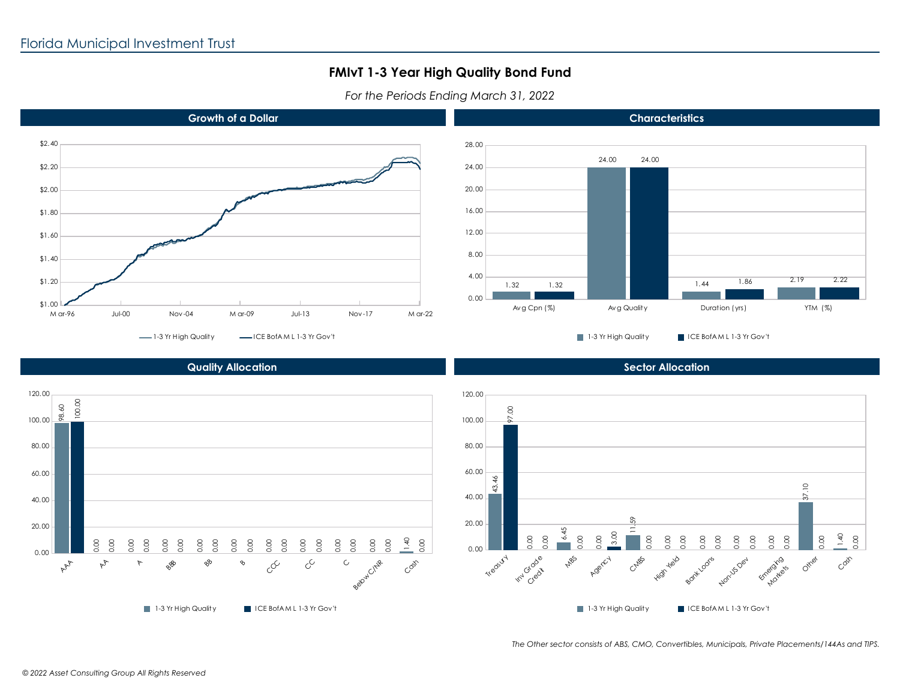# FMIvT 1-3 Year High Quality Bond Fund

*For the Periods Ending March 31, 2022*

## Growth of a Dollar

Legend: 1-3 Yr High Quality; ICE BofAML 1-3 Yr Gov't

X-axis: Mar-96, Jul-00, Nov-04, Mar-09, Jul-13, Nov-17, Mar-22

Y-axis: $1.00 to $2.40

## Characteristics

| | 1-3 Yr High Quality | ICE BofAML 1-3 Yr Gov't |
|---|---|---|
| Avg Cpn (%) | 1.32 | 1.32 |
| Avg Quality | 24.00 | 24.00 |
| Duration (yrs) | 1.44 | 1.86 |
| YTM (%) | 2.19 | 2.22 |

## Quality Allocation

| | 1-3 Yr High Quality | ICE BofAML 1-3 Yr Gov't |
|---|---|---|
| AAA | 98.60 | 100.00 |
| AA | 0.00 | 0.00 |
| A | 0.00 | 0.00 |
| BBB | 0.00 | 0.00 |
| BB | 0.00 | 0.00 |
| B | 0.00 | 0.00 |
| CCC | 0.00 | 0.00 |
| CC | 0.00 | 0.00 |
| C | 0.00 | 0.00 |
| Below C/NR | 0.00 | 0.00 |
| Cash | 1.40 | 0.00 |

## Sector Allocation

| | 1-3 Yr High Quality | ICE BofAML 1-3 Yr Gov't |
|---|---|---|
| Treasury | 43.46 | 97.00 |
| Inv Grade Credit | 0.00 | 0.00 |
| MBS | 6.45 | 0.00 |
| Agency | 0.00 | 3.00 |
| CMBS | 11.59 | 0.00 |
| High Yield | 0.00 | 0.00 |
| Bank Loans | 0.00 | 0.00 |
| Non-US Dev | 0.00 | 0.00 |
| Emerging Markets | 0.00 | 0.00 |
| Other | 37.10 | 0.00 |
| Cash | 1.40 | 0.00 |

*The Other sector consists of ABS, CMO, Convertibles, Municipals, Private Placements/144As and TIPS.*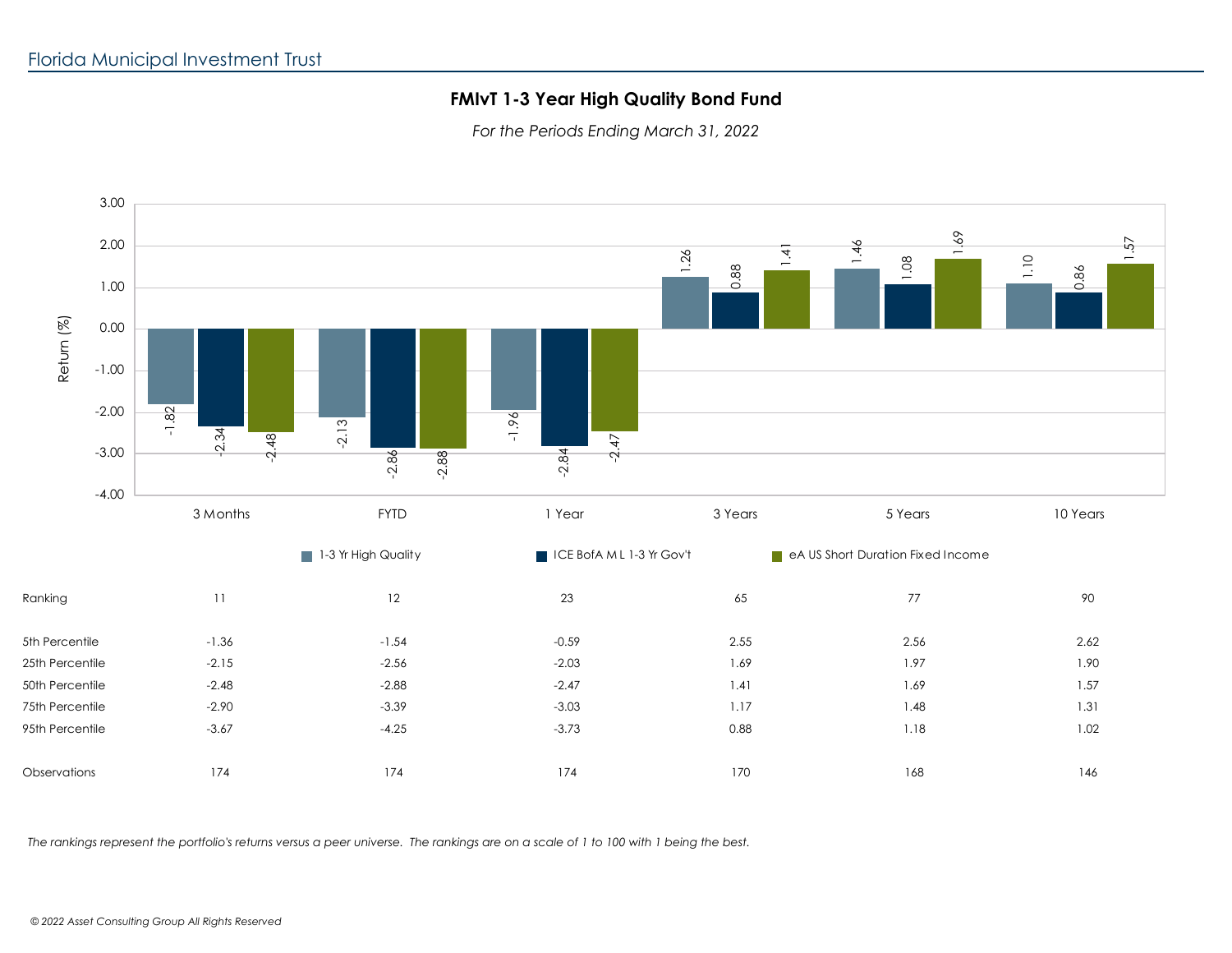Florida Municipal Investment Trust

## FMIvT 1-3 Year High Quality Bond Fund

*For the Periods Ending March 31, 2022*

| | 3 Months | FYTD | 1 Year | 3 Years | 5 Years | 10 Years |
|---|---|---|---|---|---|---|
| 1-3 Yr High Quality | -1.82 | -2.13 | -1.96 | 1.26 | 1.46 | 1.10 |
| ICE BofA M L 1-3 Yr Gov't | -2.34 | -2.86 | -2.84 | 0.88 | 1.08 | 0.86 |
| eA US Short Duration Fixed Income | -2.48 | -2.88 | -2.47 | 1.41 | 1.69 | 1.57 |

| | 3 Months | FYTD | 1 Year | 3 Years | 5 Years | 10 Years |
|---|---|---|---|---|---|---|
| Ranking | 11 | 12 | 23 | 65 | 77 | 90 |
| 5th Percentile | -1.36 | -1.54 | -0.59 | 2.55 | 2.56 | 2.62 |
| 25th Percentile | -2.15 | -2.56 | -2.03 | 1.69 | 1.97 | 1.90 |
| 50th Percentile | -2.48 | -2.88 | -2.47 | 1.41 | 1.69 | 1.57 |
| 75th Percentile | -2.90 | -3.39 | -3.03 | 1.17 | 1.48 | 1.31 |
| 95th Percentile | -3.67 | -4.25 | -3.73 | 0.88 | 1.18 | 1.02 |
| Observations | 174 | 174 | 174 | 170 | 168 | 146 |

*The rankings represent the portfolio's returns versus a peer universe. The rankings are on a scale of 1 to 100 with 1 being the best.*

*© 2022 Asset Consulting Group All Rights Reserved*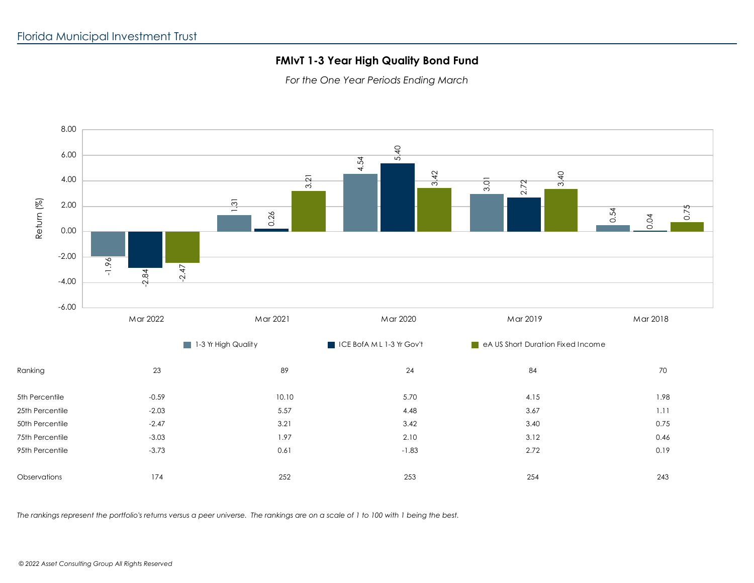Florida Municipal Investment Trust

## FMIvT 1-3 Year High Quality Bond Fund

*For the One Year Periods Ending March*

Return (%)

8.00
6.00
4.00
2.00
0.00
-2.00
-4.00
-6.00

Mar 2022: -1.96, -2.84, -2.47
Mar 2021: 1.31, 0.26, 3.21
Mar 2020: 4.54, 5.40, 3.42
Mar 2019: 3.01, 2.72, 3.40
Mar 2018: 0.54, 0.04, 0.75

1-3 Yr High Quality
ICE BofA M L 1-3 Yr Gov't
eA US Short Duration Fixed Income

| | Mar 2022 | Mar 2021 | Mar 2020 | Mar 2019 | Mar 2018 |
|---|---|---|---|---|---|
| Ranking | 23 | 89 | 24 | 84 | 70 |
| 5th Percentile | -0.59 | 10.10 | 5.70 | 4.15 | 1.98 |
| 25th Percentile | -2.03 | 5.57 | 4.48 | 3.67 | 1.11 |
| 50th Percentile | -2.47 | 3.21 | 3.42 | 3.40 | 0.75 |
| 75th Percentile | -3.03 | 1.97 | 2.10 | 3.12 | 0.46 |
| 95th Percentile | -3.73 | 0.61 | -1.83 | 2.72 | 0.19 |
| Observations | 174 | 252 | 253 | 254 | 243 |

*The rankings represent the portfolio's returns versus a peer universe. The rankings are on a scale of 1 to 100 with 1 being the best.*

*© 2022 Asset Consulting Group All Rights Reserved*